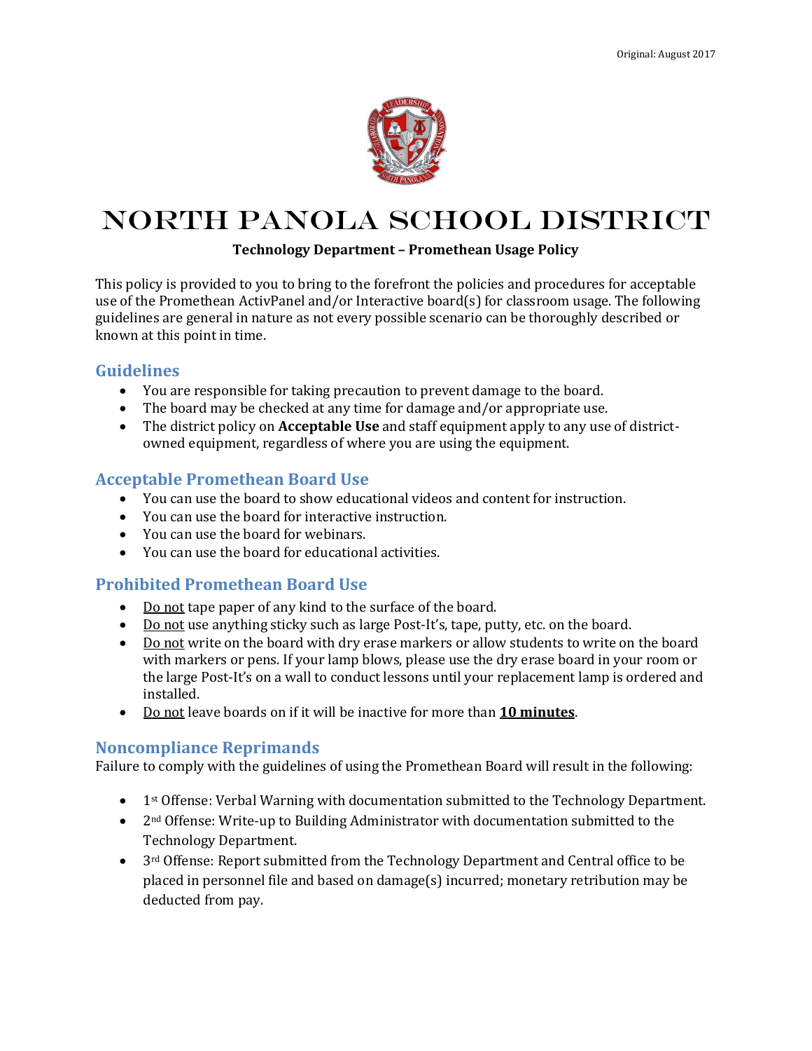Original: August 2017

# NORTH PANOLA SCHOOL DISTRICT

**Technology Department – Promethean Usage Policy**

This policy is provided to you to bring to the forefront the policies and procedures for acceptable use of the Promethean ActivPanel and/or Interactive board(s) for classroom usage. The following guidelines are general in nature as not every possible scenario can be thoroughly described or known at this point in time.

## Guidelines

- You are responsible for taking precaution to prevent damage to the board.
- The board may be checked at any time for damage and/or appropriate use.
- The district policy on **Acceptable Use** and staff equipment apply to any use of district-owned equipment, regardless of where you are using the equipment.

## Acceptable Promethean Board Use

- You can use the board to show educational videos and content for instruction.
- You can use the board for interactive instruction.
- You can use the board for webinars.
- You can use the board for educational activities.

## Prohibited Promethean Board Use

- <u>Do not</u> tape paper of any kind to the surface of the board.
- <u>Do not</u> use anything sticky such as large Post-It's, tape, putty, etc. on the board.
- <u>Do not</u> write on the board with dry erase markers or allow students to write on the board with markers or pens. If your lamp blows, please use the dry erase board in your room or the large Post-It's on a wall to conduct lessons until your replacement lamp is ordered and installed.
- <u>Do not</u> leave boards on if it will be inactive for more than **<u>10 minutes</u>**.

## Noncompliance Reprimands

Failure to comply with the guidelines of using the Promethean Board will result in the following:

- 1st Offense: Verbal Warning with documentation submitted to the Technology Department.
- 2nd Offense: Write-up to Building Administrator with documentation submitted to the Technology Department.
- 3rd Offense: Report submitted from the Technology Department and Central office to be placed in personnel file and based on damage(s) incurred; monetary retribution may be deducted from pay.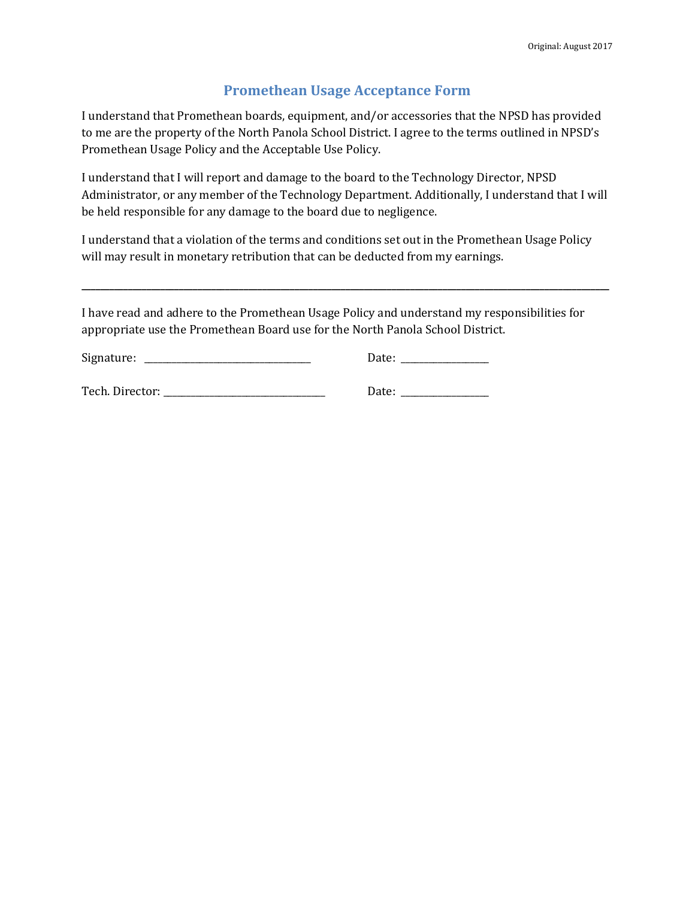Original: August 2017

## Promethean Usage Acceptance Form

I understand that Promethean boards, equipment, and/or accessories that the NPSD has provided to me are the property of the North Panola School District. I agree to the terms outlined in NPSD's Promethean Usage Policy and the Acceptable Use Policy.

I understand that I will report and damage to the board to the Technology Director, NPSD Administrator, or any member of the Technology Department. Additionally, I understand that I will be held responsible for any damage to the board due to negligence.

I understand that a violation of the terms and conditions set out in the Promethean Usage Policy will may result in monetary retribution that can be deducted from my earnings.

---

I have read and adhere to the Promethean Usage Policy and understand my responsibilities for appropriate use the Promethean Board use for the North Panola School District.

Signature: ______________________________ Date: _______________

Tech. Director: ______________________________ Date: _______________